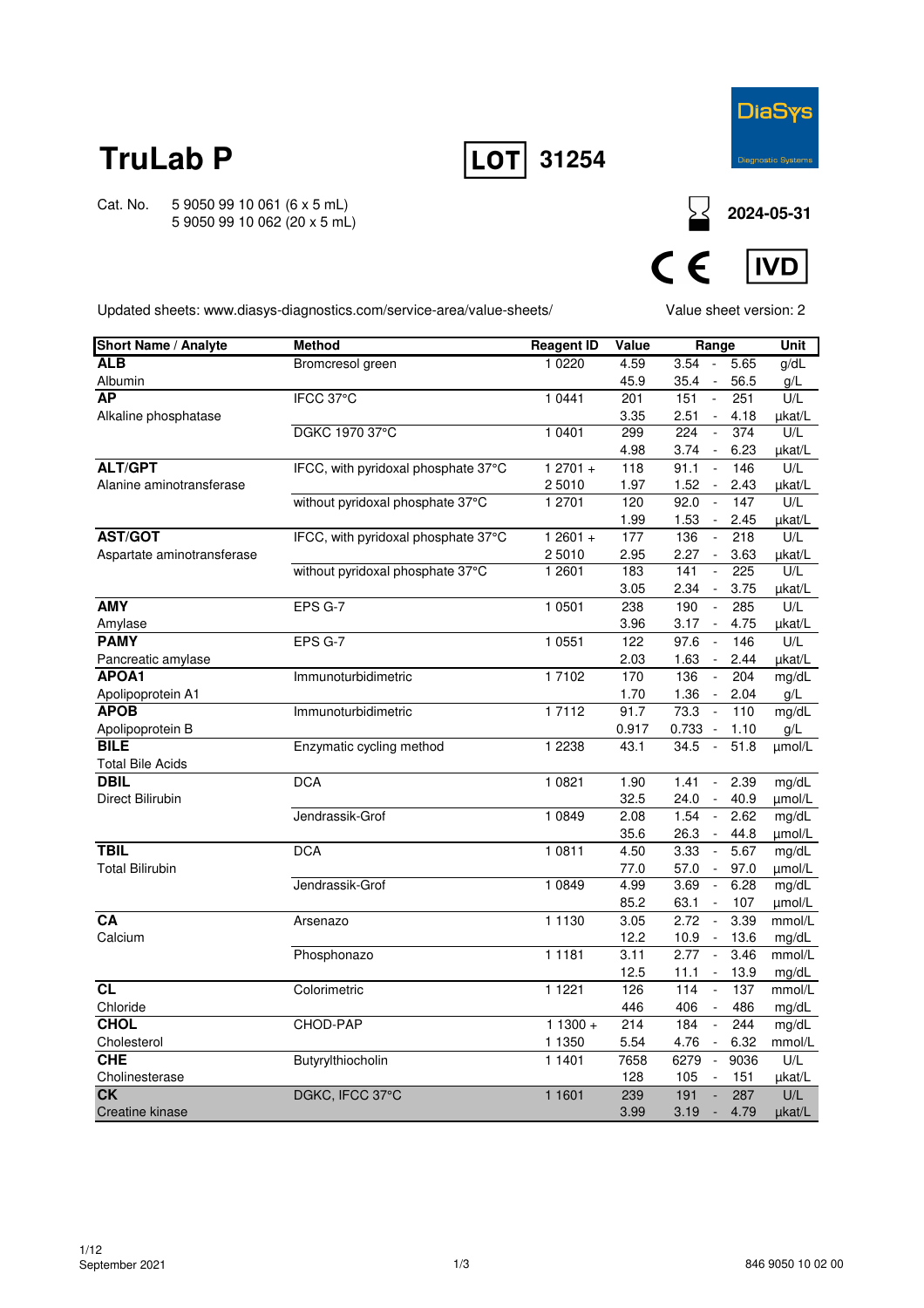# TruLab P

**LOT** 31254

DiaSys Diagnostic Systems

Cat. No. 5 9050 99 10 061 (6 x 5 mL)
5 9050 99 10 062 (20 x 5 mL)

2024-05-31

CE IVD

Updated sheets: www.diasys-diagnostics.com/service-area/value-sheets/

Value sheet version: 2

| Short Name / Analyte | Method | Reagent ID | Value | Range | Unit |
|---|---|---|---|---|---|
| **ALB** | Bromcresol green | 1 0220 | 4.59 | 3.54 - 5.65 | g/dL |
| Albumin | | | 45.9 | 35.4 - 56.5 | g/L |
| **AP** | IFCC 37°C | 1 0441 | 201 | 151 - 251 | U/L |
| Alkaline phosphatase | | | 3.35 | 2.51 - 4.18 | µkat/L |
| | DGKC 1970 37°C | 1 0401 | 299 | 224 - 374 | U/L |
| | | | 4.98 | 3.74 - 6.23 | µkat/L |
| **ALT/GPT** | IFCC, with pyridoxal phosphate 37°C | 1 2701 + | 118 | 91.1 - 146 | U/L |
| Alanine aminotransferase | | 2 5010 | 1.97 | 1.52 - 2.43 | µkat/L |
| | without pyridoxal phosphate 37°C | 1 2701 | 120 | 92.0 - 147 | U/L |
| | | | 1.99 | 1.53 - 2.45 | µkat/L |
| **AST/GOT** | IFCC, with pyridoxal phosphate 37°C | 1 2601 + | 177 | 136 - 218 | U/L |
| Aspartate aminotransferase | | 2 5010 | 2.95 | 2.27 - 3.63 | µkat/L |
| | without pyridoxal phosphate 37°C | 1 2601 | 183 | 141 - 225 | U/L |
| | | | 3.05 | 2.34 - 3.75 | µkat/L |
| **AMY** | EPS G-7 | 1 0501 | 238 | 190 - 285 | U/L |
| Amylase | | | 3.96 | 3.17 - 4.75 | µkat/L |
| **PAMY** | EPS G-7 | 1 0551 | 122 | 97.6 - 146 | U/L |
| Pancreatic amylase | | | 2.03 | 1.63 - 2.44 | µkat/L |
| **APOA1** | Immunoturbidimetric | 1 7102 | 170 | 136 - 204 | mg/dL |
| Apolipoprotein A1 | | | 1.70 | 1.36 - 2.04 | g/L |
| **APOB** | Immunoturbidimetric | 1 7112 | 91.7 | 73.3 - 110 | mg/dL |
| Apolipoprotein B | | | 0.917 | 0.733 - 1.10 | g/L |
| **BILE** | Enzymatic cycling method | 1 2238 | 43.1 | 34.5 - 51.8 | µmol/L |
| Total Bile Acids | | | | | |
| **DBIL** | DCA | 1 0821 | 1.90 | 1.41 - 2.39 | mg/dL |
| Direct Bilirubin | | | 32.5 | 24.0 - 40.9 | µmol/L |
| | Jendrassik-Grof | 1 0849 | 2.08 | 1.54 - 2.62 | mg/dL |
| | | | 35.6 | 26.3 - 44.8 | µmol/L |
| **TBIL** | DCA | 1 0811 | 4.50 | 3.33 - 5.67 | mg/dL |
| Total Bilirubin | | | 77.0 | 57.0 - 97.0 | µmol/L |
| | Jendrassik-Grof | 1 0849 | 4.99 | 3.69 - 6.28 | mg/dL |
| | | | 85.2 | 63.1 - 107 | µmol/L |
| **CA** | Arsenazo | 1 1130 | 3.05 | 2.72 - 3.39 | mmol/L |
| Calcium | | | 12.2 | 10.9 - 13.6 | mg/dL |
| | Phosphonazo | 1 1181 | 3.11 | 2.77 - 3.46 | mmol/L |
| | | | 12.5 | 11.1 - 13.9 | mg/dL |
| **CL** | Colorimetric | 1 1221 | 126 | 114 - 137 | mmol/L |
| Chloride | | | 446 | 406 - 486 | mg/dL |
| **CHOL** | CHOD-PAP | 1 1300 + | 214 | 184 - 244 | mg/dL |
| Cholesterol | | 1 1350 | 5.54 | 4.76 - 6.32 | mmol/L |
| **CHE** | Butyrylthiocholin | 1 1401 | 7658 | 6279 - 9036 | U/L |
| Cholinesterase | | | 128 | 105 - 151 | µkat/L |
| **CK** | DGKC, IFCC 37°C | 1 1601 | 239 | 191 - 287 | U/L |
| Creatine kinase | | | 3.99 | 3.19 - 4.79 | µkat/L |

September 2021

846 9050 10 02 00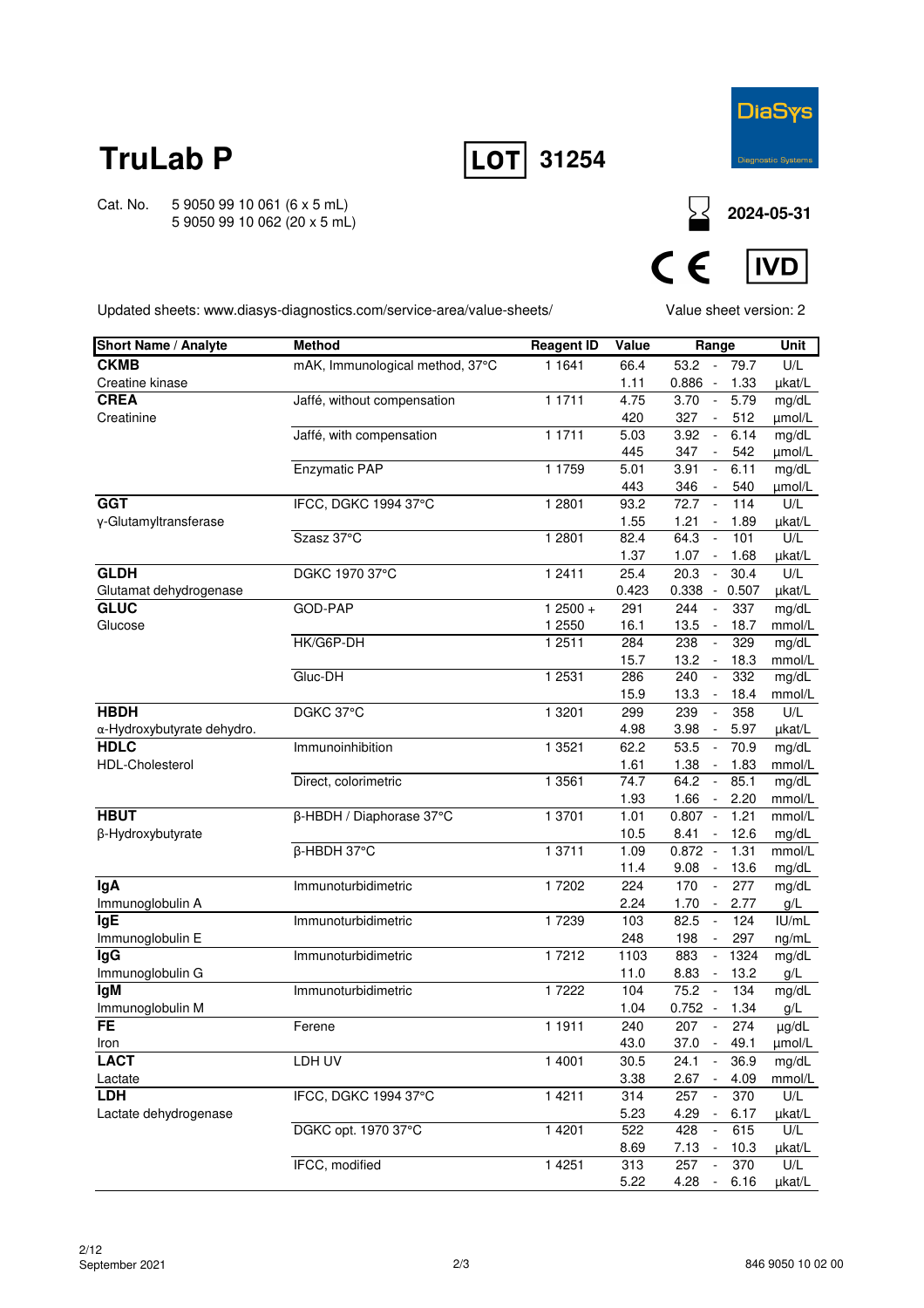# TruLab P

**LOT** 31254

Cat. No. 5 9050 99 10 061 (6 x 5 mL)
5 9050 99 10 062 (20 x 5 mL)

2024-05-31

CE IVD

Updated sheets: www.diasys-diagnostics.com/service-area/value-sheets/

Value sheet version: 2

| Short Name / Analyte | Method | Reagent ID | Value | Range | Unit |
|---|---|---|---|---|---|
| **CKMB** | mAK, Immunological method, 37°C | 1 1641 | 66.4 | 53.2 - 79.7 | U/L |
| Creatine kinase | | | 1.11 | 0.886 - 1.33 | µkat/L |
| **CREA** | Jaffé, without compensation | 1 1711 | 4.75 | 3.70 - 5.79 | mg/dL |
| Creatinine | | | 420 | 327 - 512 | µmol/L |
| | Jaffé, with compensation | 1 1711 | 5.03 | 3.92 - 6.14 | mg/dL |
| | | | 445 | 347 - 542 | µmol/L |
| | Enzymatic PAP | 1 1759 | 5.01 | 3.91 - 6.11 | mg/dL |
| | | | 443 | 346 - 540 | µmol/L |
| **GGT** | IFCC, DGKC 1994 37°C | 1 2801 | 93.2 | 72.7 - 114 | U/L |
| γ-Glutamyltransferase | | | 1.55 | 1.21 - 1.89 | µkat/L |
| | Szasz 37°C | 1 2801 | 82.4 | 64.3 - 101 | U/L |
| | | | 1.37 | 1.07 - 1.68 | µkat/L |
| **GLDH** | DGKC 1970 37°C | 1 2411 | 25.4 | 20.3 - 30.4 | U/L |
| Glutamat dehydrogenase | | | 0.423 | 0.338 - 0.507 | µkat/L |
| **GLUC** | GOD-PAP | 1 2500 + | 291 | 244 - 337 | mg/dL |
| Glucose | | 1 2550 | 16.1 | 13.5 - 18.7 | mmol/L |
| | HK/G6P-DH | 1 2511 | 284 | 238 - 329 | mg/dL |
| | | | 15.7 | 13.2 - 18.3 | mmol/L |
| | Gluc-DH | 1 2531 | 286 | 240 - 332 | mg/dL |
| | | | 15.9 | 13.3 - 18.4 | mmol/L |
| **HBDH** | DGKC 37°C | 1 3201 | 299 | 239 - 358 | U/L |
| α-Hydroxybutyrate dehydro. | | | 4.98 | 3.98 - 5.97 | µkat/L |
| **HDLC** | Immunoinhibition | 1 3521 | 62.2 | 53.5 - 70.9 | mg/dL |
| HDL-Cholesterol | | | 1.61 | 1.38 - 1.83 | mmol/L |
| | Direct, colorimetric | 1 3561 | 74.7 | 64.2 - 85.1 | mg/dL |
| | | | 1.93 | 1.66 - 2.20 | mmol/L |
| **HBUT** | β-HBDH / Diaphorase 37°C | 1 3701 | 1.01 | 0.807 - 1.21 | mmol/L |
| β-Hydroxybutyrate | | | 10.5 | 8.41 - 12.6 | mg/dL |
| | β-HBDH 37°C | 1 3711 | 1.09 | 0.872 - 1.31 | mmol/L |
| | | | 11.4 | 9.08 - 13.6 | mg/dL |
| **IgA** | Immunoturbidimetric | 1 7202 | 224 | 170 - 277 | mg/dL |
| Immunoglobulin A | | | 2.24 | 1.70 - 2.77 | g/L |
| **IgE** | Immunoturbidimetric | 1 7239 | 103 | 82.5 - 124 | IU/mL |
| Immunoglobulin E | | | 248 | 198 - 297 | ng/mL |
| **IgG** | Immunoturbidimetric | 1 7212 | 1103 | 883 - 1324 | mg/dL |
| Immunoglobulin G | | | 11.0 | 8.83 - 13.2 | g/L |
| **IgM** | Immunoturbidimetric | 1 7222 | 104 | 75.2 - 134 | mg/dL |
| Immunoglobulin M | | | 1.04 | 0.752 - 1.34 | g/L |
| **FE** | Ferene | 1 1911 | 240 | 207 - 274 | µg/dL |
| Iron | | | 43.0 | 37.0 - 49.1 | µmol/L |
| **LACT** | LDH UV | 1 4001 | 30.5 | 24.1 - 36.9 | mg/dL |
| Lactate | | | 3.38 | 2.67 - 4.09 | mmol/L |
| **LDH** | IFCC, DGKC 1994 37°C | 1 4211 | 314 | 257 - 370 | U/L |
| Lactate dehydrogenase | | | 5.23 | 4.29 - 6.17 | µkat/L |
| | DGKC opt. 1970 37°C | 1 4201 | 522 | 428 - 615 | U/L |
| | | | 8.69 | 7.13 - 10.3 | µkat/L |
| | IFCC, modified | 1 4251 | 313 | 257 - 370 | U/L |
| | | | 5.22 | 4.28 - 6.16 | µkat/L |

September 2021

846 9050 10 02 00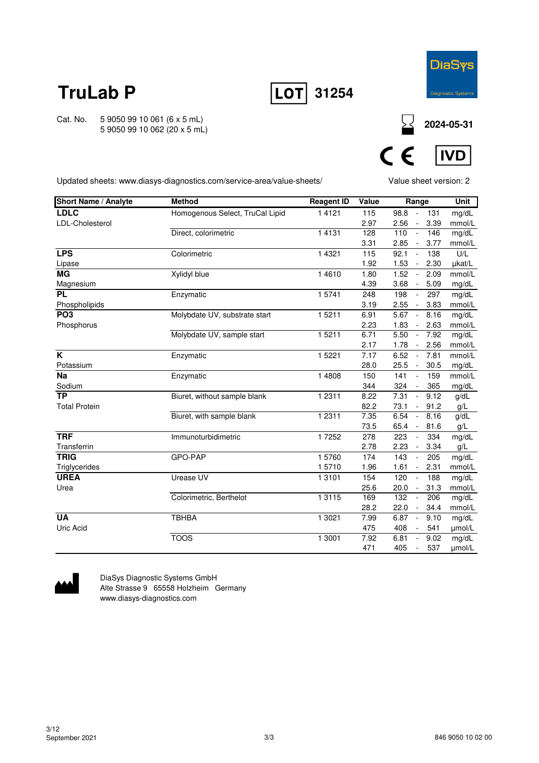# TruLab P

**LOT** 31254

DiaSys Diagnostic Systems

Cat. No. 5 9050 99 10 061 (6 x 5 mL)
5 9050 99 10 062 (20 x 5 mL)

2024-05-31

CE IVD

Updated sheets: www.diasys-diagnostics.com/service-area/value-sheets/

Value sheet version: 2

| Short Name / Analyte | Method | Reagent ID | Value | Range | Unit |
|---|---|---|---|---|---|
| **LDLC** | Homogenous Select, TruCal Lipid | 1 4121 | 115 | 98.8 - 131 | mg/dL |
| LDL-Cholesterol | | | 2.97 | 2.56 - 3.39 | mmol/L |
| | Direct, colorimetric | 1 4131 | 128 | 110 - 146 | mg/dL |
| | | | 3.31 | 2.85 - 3.77 | mmol/L |
| **LPS** | Colorimetric | 1 4321 | 115 | 92.1 - 138 | U/L |
| Lipase | | | 1.92 | 1.53 - 2.30 | µkat/L |
| **MG** | Xylidyl blue | 1 4610 | 1.80 | 1.52 - 2.09 | mmol/L |
| Magnesium | | | 4.39 | 3.68 - 5.09 | mg/dL |
| **PL** | Enzymatic | 1 5741 | 248 | 198 - 297 | mg/dL |
| Phospholipids | | | 3.19 | 2.55 - 3.83 | mmol/L |
| **PO3** | Molybdate UV, substrate start | 1 5211 | 6.91 | 5.67 - 8.16 | mg/dL |
| Phosphorus | | | 2.23 | 1.83 - 2.63 | mmol/L |
| | Molybdate UV, sample start | 1 5211 | 6.71 | 5.50 - 7.92 | mg/dL |
| | | | 2.17 | 1.78 - 2.56 | mmol/L |
| **K** | Enzymatic | 1 5221 | 7.17 | 6.52 - 7.81 | mmol/L |
| Potassium | | | 28.0 | 25.5 - 30.5 | mg/dL |
| **Na** | Enzymatic | 1 4808 | 150 | 141 - 159 | mmol/L |
| Sodium | | | 344 | 324 - 365 | mg/dL |
| **TP** | Biuret, without sample blank | 1 2311 | 8.22 | 7.31 - 9.12 | g/dL |
| Total Protein | | | 82.2 | 73.1 - 91.2 | g/L |
| | Biuret, with sample blank | 1 2311 | 7.35 | 6.54 - 8.16 | g/dL |
| | | | 73.5 | 65.4 - 81.6 | g/L |
| **TRF** | Immunoturbidimetric | 1 7252 | 278 | 223 - 334 | mg/dL |
| Transferrin | | | 2.78 | 2.23 - 3.34 | g/L |
| **TRIG** | GPO-PAP | 1 5760 | 174 | 143 - 205 | mg/dL |
| Triglycerides | | 1 5710 | 1.96 | 1.61 - 2.31 | mmol/L |
| **UREA** | Urease UV | 1 3101 | 154 | 120 - 188 | mg/dL |
| Urea | | | 25.6 | 20.0 - 31.3 | mmol/L |
| | Colorimetric, Berthelot | 1 3115 | 169 | 132 - 206 | mg/dL |
| | | | 28.2 | 22.0 - 34.4 | mmol/L |
| **UA** | TBHBA | 1 3021 | 7.99 | 6.87 - 9.10 | mg/dL |
| Uric Acid | | | 475 | 408 - 541 | µmol/L |
| | TOOS | 1 3001 | 7.92 | 6.81 - 9.02 | mg/dL |
| | | | 471 | 405 - 537 | µmol/L |

DiaSys Diagnostic Systems GmbH
Alte Strasse 9 65558 Holzheim Germany
www.diasys-diagnostics.com

3/12
September 2021

846 9050 10 02 00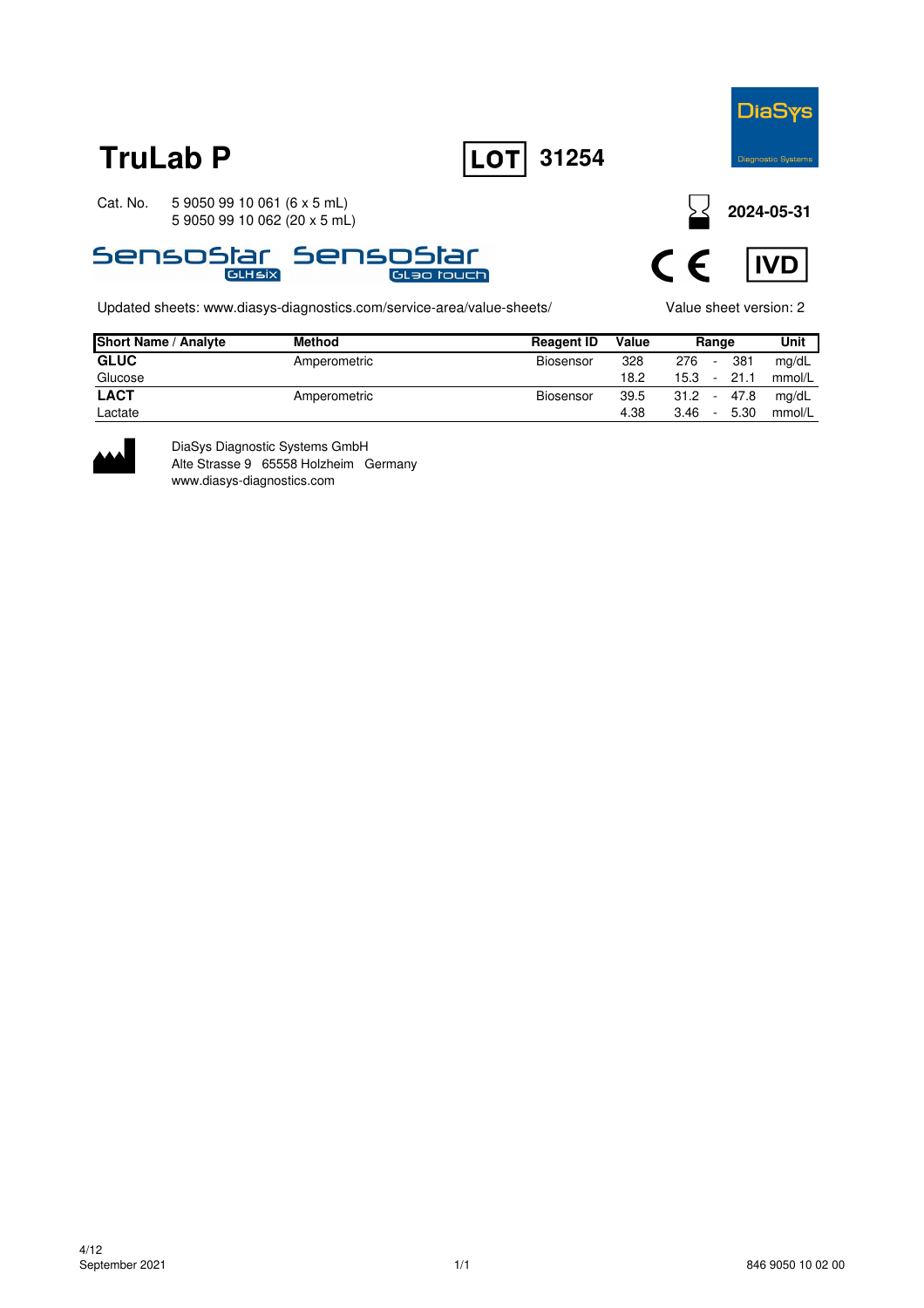# TruLab P

**LOT** 31254

Cat. No. 5 9050 99 10 061 (6 x 5 mL)
5 9050 99 10 062 (20 x 5 mL)

SensoStar GLHsix SensoStar GL30 touch

Expiry: **2024-05-31**

CE IVD

Updated sheets: www.diasys-diagnostics.com/service-area/value-sheets/

Value sheet version: 2

| Short Name / Analyte | Method | Reagent ID | Value | Range | Unit |
|---|---|---|---|---|---|
| **GLUC** | Amperometric | Biosensor | 328 | 276 - 381 | mg/dL |
| Glucose | | | 18.2 | 15.3 - 21.1 | mmol/L |
| **LACT** | Amperometric | Biosensor | 39.5 | 31.2 - 47.8 | mg/dL |
| Lactate | | | 4.38 | 3.46 - 5.30 | mmol/L |

DiaSys Diagnostic Systems GmbH
Alte Strasse 9 65558 Holzheim Germany
www.diasys-diagnostics.com

September 2021

846 9050 10 02 00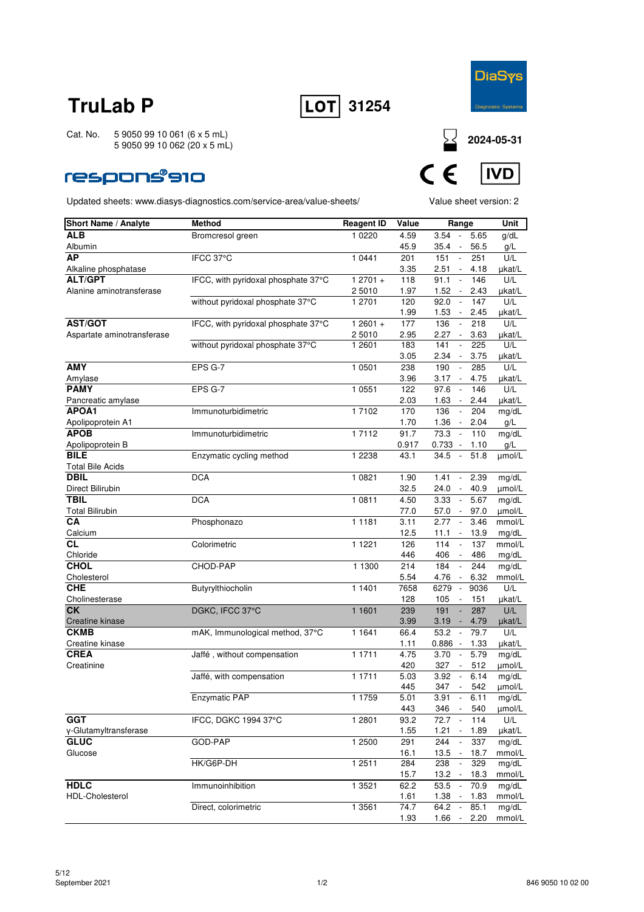# TruLab P

**LOT** 31254

DiaSys Diagnostic Systems

Cat. No. 5 9050 99 10 061 (6 x 5 mL)
5 9050 99 10 062 (20 x 5 mL)

2024-05-31

respons®910

CE IVD

Updated sheets: www.diasys-diagnostics.com/service-area/value-sheets/

Value sheet version: 2

| Short Name / Analyte | Method | Reagent ID | Value | Range | Unit |
|---|---|---|---|---|---|
| **ALB** Albumin | Bromcresol green | 1 0220 | 4.59 | 3.54 - 5.65 | g/dL |
| | | | 45.9 | 35.4 - 56.5 | g/L |
| **AP** Alkaline phosphatase | IFCC 37°C | 1 0441 | 201 | 151 - 251 | U/L |
| | | | 3.35 | 2.51 - 4.18 | µkat/L |
| **ALT/GPT** Alanine aminotransferase | IFCC, with pyridoxal phosphate 37°C | 1 2701 + 2 5010 | 118 | 91.1 - 146 | U/L |
| | | | 1.97 | 1.52 - 2.43 | µkat/L |
| | without pyridoxal phosphate 37°C | 1 2701 | 120 | 92.0 - 147 | U/L |
| | | | 1.99 | 1.53 - 2.45 | µkat/L |
| **AST/GOT** Aspartate aminotransferase | IFCC, with pyridoxal phosphate 37°C | 1 2601 + 2 5010 | 177 | 136 - 218 | U/L |
| | | | 2.95 | 2.27 - 3.63 | µkat/L |
| | without pyridoxal phosphate 37°C | 1 2601 | 183 | 141 - 225 | U/L |
| | | | 3.05 | 2.34 - 3.75 | µkat/L |
| **AMY** Amylase | EPS G-7 | 1 0501 | 238 | 190 - 285 | U/L |
| | | | 3.96 | 3.17 - 4.75 | µkat/L |
| **PAMY** Pancreatic amylase | EPS G-7 | 1 0551 | 122 | 97.6 - 146 | U/L |
| | | | 2.03 | 1.63 - 2.44 | µkat/L |
| **APOA1** Apolipoprotein A1 | Immunoturbidimetric | 1 7102 | 170 | 136 - 204 | mg/dL |
| | | | 1.70 | 1.36 - 2.04 | g/L |
| **APOB** Apolipoprotein B | Immunoturbidimetric | 1 7112 | 91.7 | 73.3 - 110 | mg/dL |
| | | | 0.917 | 0.733 - 1.10 | g/L |
| **BILE** Total Bile Acids | Enzymatic cycling method | 1 2238 | 43.1 | 34.5 - 51.8 | µmol/L |
| **DBIL** Direct Bilirubin | DCA | 1 0821 | 1.90 | 1.41 - 2.39 | mg/dL |
| | | | 32.5 | 24.0 - 40.9 | µmol/L |
| **TBIL** Total Bilirubin | DCA | 1 0811 | 4.50 | 3.33 - 5.67 | mg/dL |
| | | | 77.0 | 57.0 - 97.0 | µmol/L |
| **CA** Calcium | Phosphonazo | 1 1181 | 3.11 | 2.77 - 3.46 | mmol/L |
| | | | 12.5 | 11.1 - 13.9 | mg/dL |
| **CL** Chloride | Colorimetric | 1 1221 | 126 | 114 - 137 | mmol/L |
| | | | 446 | 406 - 486 | mg/dL |
| **CHOL** Cholesterol | CHOD-PAP | 1 1300 | 214 | 184 - 244 | mg/dL |
| | | | 5.54 | 4.76 - 6.32 | mmol/L |
| **CHE** Cholinesterase | Butyrylthiocholin | 1 1401 | 7658 | 6279 - 9036 | U/L |
| | | | 128 | 105 - 151 | µkat/L |
| **CK** Creatine kinase | DGKC, IFCC 37°C | 1 1601 | 239 | 191 - 287 | U/L |
| | | | 3.99 | 3.19 - 4.79 | µkat/L |
| **CKMB** Creatine kinase | mAK, Immunological method, 37°C | 1 1641 | 66.4 | 53.2 - 79.7 | U/L |
| | | | 1.11 | 0.886 - 1.33 | µkat/L |
| **CREA** Creatinine | Jaffé , without compensation | 1 1711 | 4.75 | 3.70 - 5.79 | mg/dL |
| | | | 420 | 327 - 512 | µmol/L |
| | Jaffé, with compensation | 1 1711 | 5.03 | 3.92 - 6.14 | mg/dL |
| | | | 445 | 347 - 542 | µmol/L |
| | Enzymatic PAP | 1 1759 | 5.01 | 3.91 - 6.11 | mg/dL |
| | | | 443 | 346 - 540 | µmol/L |
| **GGT** γ-Glutamyltransferase | IFCC, DGKC 1994 37°C | 1 2801 | 93.2 | 72.7 - 114 | U/L |
| | | | 1.55 | 1.21 - 1.89 | µkat/L |
| **GLUC** Glucose | GOD-PAP | 1 2500 | 291 | 244 - 337 | mg/dL |
| | | | 16.1 | 13.5 - 18.7 | mmol/L |
| | HK/G6P-DH | 1 2511 | 284 | 238 - 329 | mg/dL |
| | | | 15.7 | 13.2 - 18.3 | mmol/L |
| **HDLC** HDL-Cholesterol | Immunoinhibition | 1 3521 | 62.2 | 53.5 - 70.9 | mg/dL |
| | | | 1.61 | 1.38 - 1.83 | mmol/L |
| | Direct, colorimetric | 1 3561 | 74.7 | 64.2 - 85.1 | mg/dL |
| | | | 1.93 | 1.66 - 2.20 | mmol/L |

September 2021

846 9050 10 02 00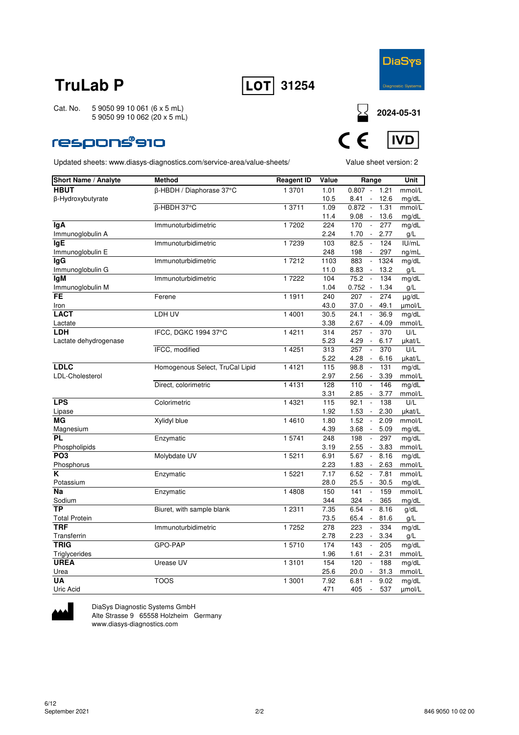# TruLab P

**LOT** **31254**

DiaSys Diagnostic Systems

Cat. No. 5 9050 99 10 061 (6 x 5 mL)
5 9050 99 10 062 (20 x 5 mL)

**2024-05-31**

respons®910

CE IVD

Updated sheets: www.diasys-diagnostics.com/service-area/value-sheets/

Value sheet version: 2

| Short Name / Analyte | Method | Reagent ID | Value | Range | Unit |
|---|---|---|---|---|---|
| **HBUT** | β-HBDH / Diaphorase 37°C | 1 3701 | 1.01 | 0.807 - 1.21 | mmol/L |
| β-Hydroxybutyrate | | | 10.5 | 8.41 - 12.6 | mg/dL |
| | β-HBDH 37°C | 1 3711 | 1.09 | 0.872 - 1.31 | mmol/L |
| | | | 11.4 | 9.08 - 13.6 | mg/dL |
| **IgA** | Immunoturbidimetric | 1 7202 | 224 | 170 - 277 | mg/dL |
| Immunoglobulin A | | | 2.24 | 1.70 - 2.77 | g/L |
| **IgE** | Immunoturbidimetric | 1 7239 | 103 | 82.5 - 124 | IU/mL |
| Immunoglobulin E | | | 248 | 198 - 297 | ng/mL |
| **IgG** | Immunoturbidimetric | 1 7212 | 1103 | 883 - 1324 | mg/dL |
| Immunoglobulin G | | | 11.0 | 8.83 - 13.2 | g/L |
| **IgM** | Immunoturbidimetric | 1 7222 | 104 | 75.2 - 134 | mg/dL |
| Immunoglobulin M | | | 1.04 | 0.752 - 1.34 | g/L |
| **FE** | Ferene | 1 1911 | 240 | 207 - 274 | µg/dL |
| Iron | | | 43.0 | 37.0 - 49.1 | µmol/L |
| **LACT** | LDH UV | 1 4001 | 30.5 | 24.1 - 36.9 | mg/dL |
| Lactate | | | 3.38 | 2.67 - 4.09 | mmol/L |
| **LDH** | IFCC, DGKC 1994 37°C | 1 4211 | 314 | 257 - 370 | U/L |
| Lactate dehydrogenase | | | 5.23 | 4.29 - 6.17 | µkat/L |
| | IFCC, modified | 1 4251 | 313 | 257 - 370 | U/L |
| | | | 5.22 | 4.28 - 6.16 | µkat/L |
| **LDLC** | Homogenous Select, TruCal Lipid | 1 4121 | 115 | 98.8 - 131 | mg/dL |
| LDL-Cholesterol | | | 2.97 | 2.56 - 3.39 | mmol/L |
| | Direct, colorimetric | 1 4131 | 128 | 110 - 146 | mg/dL |
| | | | 3.31 | 2.85 - 3.77 | mmol/L |
| **LPS** | Colorimetric | 1 4321 | 115 | 92.1 - 138 | U/L |
| Lipase | | | 1.92 | 1.53 - 2.30 | µkat/L |
| **MG** | Xylidyl blue | 1 4610 | 1.80 | 1.52 - 2.09 | mmol/L |
| Magnesium | | | 4.39 | 3.68 - 5.09 | mg/dL |
| **PL** | Enzymatic | 1 5741 | 248 | 198 - 297 | mg/dL |
| Phospholipids | | | 3.19 | 2.55 - 3.83 | mmol/L |
| **PO3** | Molybdate UV | 1 5211 | 6.91 | 5.67 - 8.16 | mg/dL |
| Phosphorus | | | 2.23 | 1.83 - 2.63 | mmol/L |
| **K** | Enzymatic | 1 5221 | 7.17 | 6.52 - 7.81 | mmol/L |
| Potassium | | | 28.0 | 25.5 - 30.5 | mg/dL |
| **Na** | Enzymatic | 1 4808 | 150 | 141 - 159 | mmol/L |
| Sodium | | | 344 | 324 - 365 | mg/dL |
| **TP** | Biuret, with sample blank | 1 2311 | 7.35 | 6.54 - 8.16 | g/dL |
| Total Protein | | | 73.5 | 65.4 - 81.6 | g/L |
| **TRF** | Immunoturbidimetric | 1 7252 | 278 | 223 - 334 | mg/dL |
| Transferrin | | | 2.78 | 2.23 - 3.34 | g/L |
| **TRIG** | GPO-PAP | 1 5710 | 174 | 143 - 205 | mg/dL |
| Triglycerides | | | 1.96 | 1.61 - 2.31 | mmol/L |
| **UREA** | Urease UV | 1 3101 | 154 | 120 - 188 | mg/dL |
| Urea | | | 25.6 | 20.0 - 31.3 | mmol/L |
| **UA** | TOOS | 1 3001 | 7.92 | 6.81 - 9.02 | mg/dL |
| Uric Acid | | | 471 | 405 - 537 | µmol/L |

DiaSys Diagnostic Systems GmbH
Alte Strasse 9 65558 Holzheim Germany
www.diasys-diagnostics.com

September 2021

846 9050 10 02 00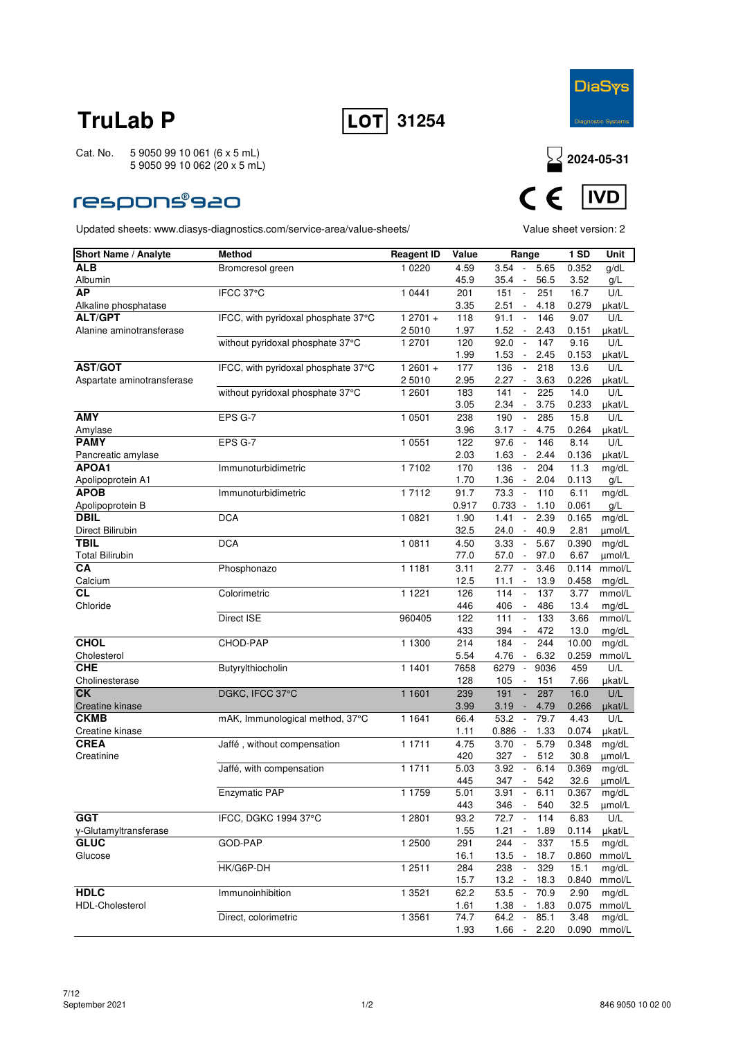# TruLab P

**LOT** 31254

Cat. No. 5 9050 99 10 061 (6 x 5 mL)
5 9050 99 10 062 (20 x 5 mL)

2024-05-31

respons®920

Updated sheets: www.diasys-diagnostics.com/service-area/value-sheets/

Value sheet version: 2

| Short Name / Analyte | Method | Reagent ID | Value | Range | 1 SD | Unit |
|---|---|---|---|---|---|---|
| **ALB** | Bromcresol green | 1 0220 | 4.59 | 3.54 - 5.65 | 0.352 | g/dL |
| Albumin | | | 45.9 | 35.4 - 56.5 | 3.52 | g/L |
| **AP** | IFCC 37°C | 1 0441 | 201 | 151 - 251 | 16.7 | U/L |
| Alkaline phosphatase | | | 3.35 | 2.51 - 4.18 | 0.279 | µkat/L |
| **ALT/GPT** | IFCC, with pyridoxal phosphate 37°C | 1 2701 + | 118 | 91.1 - 146 | 9.07 | U/L |
| Alanine aminotransferase | | 2 5010 | 1.97 | 1.52 - 2.43 | 0.151 | µkat/L |
| | without pyridoxal phosphate 37°C | 1 2701 | 120 | 92.0 - 147 | 9.16 | U/L |
| | | | 1.99 | 1.53 - 2.45 | 0.153 | µkat/L |
| **AST/GOT** | IFCC, with pyridoxal phosphate 37°C | 1 2601 + | 177 | 136 - 218 | 13.6 | U/L |
| Aspartate aminotransferase | | 2 5010 | 2.95 | 2.27 - 3.63 | 0.226 | µkat/L |
| | without pyridoxal phosphate 37°C | 1 2601 | 183 | 141 - 225 | 14.0 | U/L |
| | | | 3.05 | 2.34 - 3.75 | 0.233 | µkat/L |
| **AMY** | EPS G-7 | 1 0501 | 238 | 190 - 285 | 15.8 | U/L |
| Amylase | | | 3.96 | 3.17 - 4.75 | 0.264 | µkat/L |
| **PAMY** | EPS G-7 | 1 0551 | 122 | 97.6 - 146 | 8.14 | U/L |
| Pancreatic amylase | | | 2.03 | 1.63 - 2.44 | 0.136 | µkat/L |
| **APOA1** | Immunoturbidimetric | 1 7102 | 170 | 136 - 204 | 11.3 | mg/dL |
| Apolipoprotein A1 | | | 1.70 | 1.36 - 2.04 | 0.113 | g/L |
| **APOB** | Immunoturbidimetric | 1 7112 | 91.7 | 73.3 - 110 | 6.11 | mg/dL |
| Apolipoprotein B | | | 0.917 | 0.733 - 1.10 | 0.061 | g/L |
| **DBIL** | DCA | 1 0821 | 1.90 | 1.41 - 2.39 | 0.165 | mg/dL |
| Direct Bilirubin | | | 32.5 | 24.0 - 40.9 | 2.81 | µmol/L |
| **TBIL** | DCA | 1 0811 | 4.50 | 3.33 - 5.67 | 0.390 | mg/dL |
| Total Bilirubin | | | 77.0 | 57.0 - 97.0 | 6.67 | µmol/L |
| **CA** | Phosphonazo | 1 1181 | 3.11 | 2.77 - 3.46 | 0.114 | mmol/L |
| Calcium | | | 12.5 | 11.1 - 13.9 | 0.458 | mg/dL |
| **CL** | Colorimetric | 1 1221 | 126 | 114 - 137 | 3.77 | mmol/L |
| Chloride | | | 446 | 406 - 486 | 13.4 | mg/dL |
| | Direct ISE | 960405 | 122 | 111 - 133 | 3.66 | mmol/L |
| | | | 433 | 394 - 472 | 13.0 | mg/dL |
| **CHOL** | CHOD-PAP | 1 1300 | 214 | 184 - 244 | 10.00 | mg/dL |
| Cholesterol | | | 5.54 | 4.76 - 6.32 | 0.259 | mmol/L |
| **CHE** | Butyrylthiocholin | 1 1401 | 7658 | 6279 - 9036 | 459 | U/L |
| Cholesterase | | | 128 | 105 - 151 | 7.66 | µkat/L |
| **CK** | DGKC, IFCC 37°C | 1 1601 | 239 | 191 - 287 | 16.0 | U/L |
| Creatine kinase | | | 3.99 | 3.19 - 4.79 | 0.266 | µkat/L |
| **CKMB** | mAK, Immunological method, 37°C | 1 1641 | 66.4 | 53.2 - 79.7 | 4.43 | U/L |
| Creatine kinase | | | 1.11 | 0.886 - 1.33 | 0.074 | µkat/L |
| **CREA** | Jaffé , without compensation | 1 1711 | 4.75 | 3.70 - 5.79 | 0.348 | mg/dL |
| Creatinine | | | 420 | 327 - 512 | 30.8 | µmol/L |
| | Jaffé, with compensation | 1 1711 | 5.03 | 3.92 - 6.14 | 0.369 | mg/dL |
| | | | 445 | 347 - 542 | 32.6 | µmol/L |
| | Enzymatic PAP | 1 1759 | 5.01 | 3.91 - 6.11 | 0.367 | mg/dL |
| | | | 443 | 346 - 540 | 32.5 | µmol/L |
| **GGT** | IFCC, DGKC 1994 37°C | 1 2801 | 93.2 | 72.7 - 114 | 6.83 | U/L |
| γ-Glutamyltransferase | | | 1.55 | 1.21 - 1.89 | 0.114 | µkat/L |
| **GLUC** | GOD-PAP | 1 2500 | 291 | 244 - 337 | 15.5 | mg/dL |
| Glucose | | | 16.1 | 13.5 - 18.7 | 0.860 | mmol/L |
| | HK/G6P-DH | 1 2511 | 284 | 238 - 329 | 15.1 | mg/dL |
| | | | 15.7 | 13.2 - 18.3 | 0.840 | mmol/L |
| **HDLC** | Immunoinhibition | 1 3521 | 62.2 | 53.5 - 70.9 | 2.90 | mg/dL |
| HDL-Cholesterol | | | 1.61 | 1.38 - 1.83 | 0.075 | mmol/L |
| | Direct, colorimetric | 1 3561 | 74.7 | 64.2 - 85.1 | 3.48 | mg/dL |
| | | | 1.93 | 1.66 - 2.20 | 0.090 | mmol/L |

September 2021

846 9050 10 02 00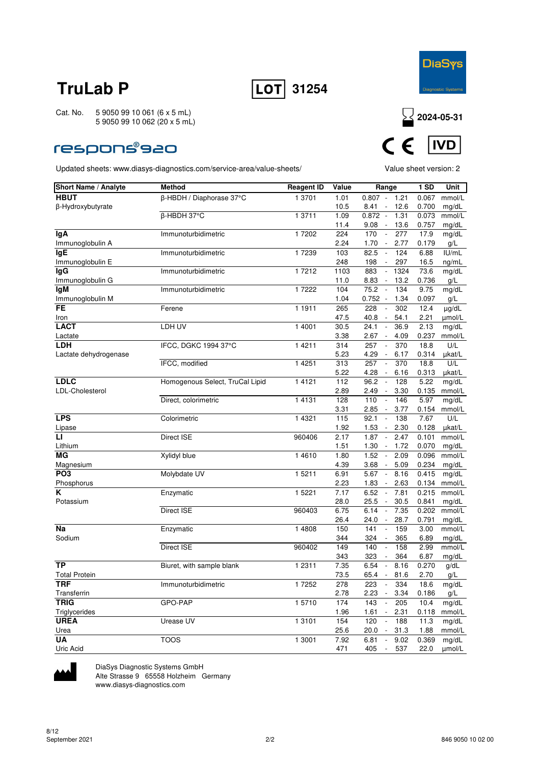# TruLab P

**LOT** 31254

DiaSys Diagnostic Systems

Cat. No. 5 9050 99 10 061 (6 x 5 mL)
5 9050 99 10 062 (20 x 5 mL)

2024-05-31

## respons®920

CE IVD

Updated sheets: www.diasys-diagnostics.com/service-area/value-sheets/

Value sheet version: 2

| Short Name / Analyte | Method | Reagent ID | Value | Range | 1 SD | Unit |
|---|---|---|---|---|---|---|
| **HBUT** | β-HBDH / Diaphorase 37°C | 1 3701 | 1.01 | 0.807 - 1.21 | 0.067 | mmol/L |
| β-Hydroxybutyrate | | | 10.5 | 8.41 - 12.6 | 0.700 | mg/dL |
| | β-HBDH 37°C | 1 3711 | 1.09 | 0.872 - 1.31 | 0.073 | mmol/L |
| | | | 11.4 | 9.08 - 13.6 | 0.757 | mg/dL |
| **IgA** | Immunoturbidimetric | 1 7202 | 224 | 170 - 277 | 17.9 | mg/dL |
| Immunoglobulin A | | | 2.24 | 1.70 - 2.77 | 0.179 | g/L |
| **IgE** | Immunoturbidimetric | 1 7239 | 103 | 82.5 - 124 | 6.88 | IU/mL |
| Immunoglobulin E | | | 248 | 198 - 297 | 16.5 | ng/mL |
| **IgG** | Immunoturbidimetric | 1 7212 | 1103 | 883 - 1324 | 73.6 | mg/dL |
| Immunoglobulin G | | | 11.0 | 8.83 - 13.2 | 0.736 | g/L |
| **IgM** | Immunoturbidimetric | 1 7222 | 104 | 75.2 - 134 | 9.75 | mg/dL |
| Immunoglobulin M | | | 1.04 | 0.752 - 1.34 | 0.097 | g/L |
| **FE** | Ferene | 1 1911 | 265 | 228 - 302 | 12.4 | µg/dL |
| Iron | | | 47.5 | 40.8 - 54.1 | 2.21 | µmol/L |
| **LACT** | LDH UV | 1 4001 | 30.5 | 24.1 - 36.9 | 2.13 | mg/dL |
| Lactate | | | 3.38 | 2.67 - 4.09 | 0.237 | mmol/L |
| **LDH** | IFCC, DGKC 1994 37°C | 1 4211 | 314 | 257 - 370 | 18.8 | U/L |
| Lactate dehydrogenase | | | 5.23 | 4.29 - 6.17 | 0.314 | µkat/L |
| | IFCC, modified | 1 4251 | 313 | 257 - 370 | 18.8 | U/L |
| | | | 5.22 | 4.28 - 6.16 | 0.313 | µkat/L |
| **LDLC** | Homogenous Select, TruCal Lipid | 1 4121 | 112 | 96.2 - 128 | 5.22 | mg/dL |
| LDL-Cholesterol | | | 2.89 | 2.49 - 3.30 | 0.135 | mmol/L |
| | Direct, colorimetric | 1 4131 | 128 | 110 - 146 | 5.97 | mg/dL |
| | | | 3.31 | 2.85 - 3.77 | 0.154 | mmol/L |
| **LPS** | Colorimetric | 1 4321 | 115 | 92.1 - 138 | 7.67 | U/L |
| Lipase | | | 1.92 | 1.53 - 2.30 | 0.128 | µkat/L |
| **LI** | Direct ISE | 960406 | 2.17 | 1.87 - 2.47 | 0.101 | mmol/L |
| Lithium | | | 1.51 | 1.30 - 1.72 | 0.070 | mg/dL |
| **MG** | Xylidyl blue | 1 4610 | 1.80 | 1.52 - 2.09 | 0.096 | mmol/L |
| Magnesium | | | 4.39 | 3.68 - 5.09 | 0.234 | mg/dL |
| **PO3** | Molybdate UV | 1 5211 | 6.91 | 5.67 - 8.16 | 0.415 | mg/dL |
| Phosphorus | | | 2.23 | 1.83 - 2.63 | 0.134 | mmol/L |
| **K** | Enzymatic | 1 5221 | 7.17 | 6.52 - 7.81 | 0.215 | mmol/L |
| Potassium | | | 28.0 | 25.5 - 30.5 | 0.841 | mg/dL |
| | Direct ISE | 960403 | 6.75 | 6.14 - 7.35 | 0.202 | mmol/L |
| | | | 26.4 | 24.0 - 28.7 | 0.791 | mg/dL |
| **Na** | Enzymatic | 1 4808 | 150 | 141 - 159 | 3.00 | mmol/L |
| Sodium | | | 344 | 324 - 365 | 6.89 | mg/dL |
| | Direct ISE | 960402 | 149 | 140 - 158 | 2.99 | mmol/L |
| | | | 343 | 323 - 364 | 6.87 | mg/dL |
| **TP** | Biuret, with sample blank | 1 2311 | 7.35 | 6.54 - 8.16 | 0.270 | g/dL |
| Total Protein | | | 73.5 | 65.4 - 81.6 | 2.70 | g/L |
| **TRF** | Immunoturbidimetric | 1 7252 | 278 | 223 - 334 | 18.6 | mg/dL |
| Transferrin | | | 2.78 | 2.23 - 3.34 | 0.186 | g/L |
| **TRIG** | GPO-PAP | 1 5710 | 174 | 143 - 205 | 10.4 | mg/dL |
| Triglycerides | | | 1.96 | 1.61 - 2.31 | 0.118 | mmol/L |
| **UREA** | Urease UV | 1 3101 | 154 | 120 - 188 | 11.3 | mg/dL |
| Urea | | | 25.6 | 20.0 - 31.3 | 1.88 | mmol/L |
| **UA** | TOOS | 1 3001 | 7.92 | 6.81 - 9.02 | 0.369 | mg/dL |
| Uric Acid | | | 471 | 405 - 537 | 22.0 | µmol/L |

DiaSys Diagnostic Systems GmbH
Alte Strasse 9 65558 Holzheim Germany
www.diasys-diagnostics.com

8/12
September 2021

846 9050 10 02 00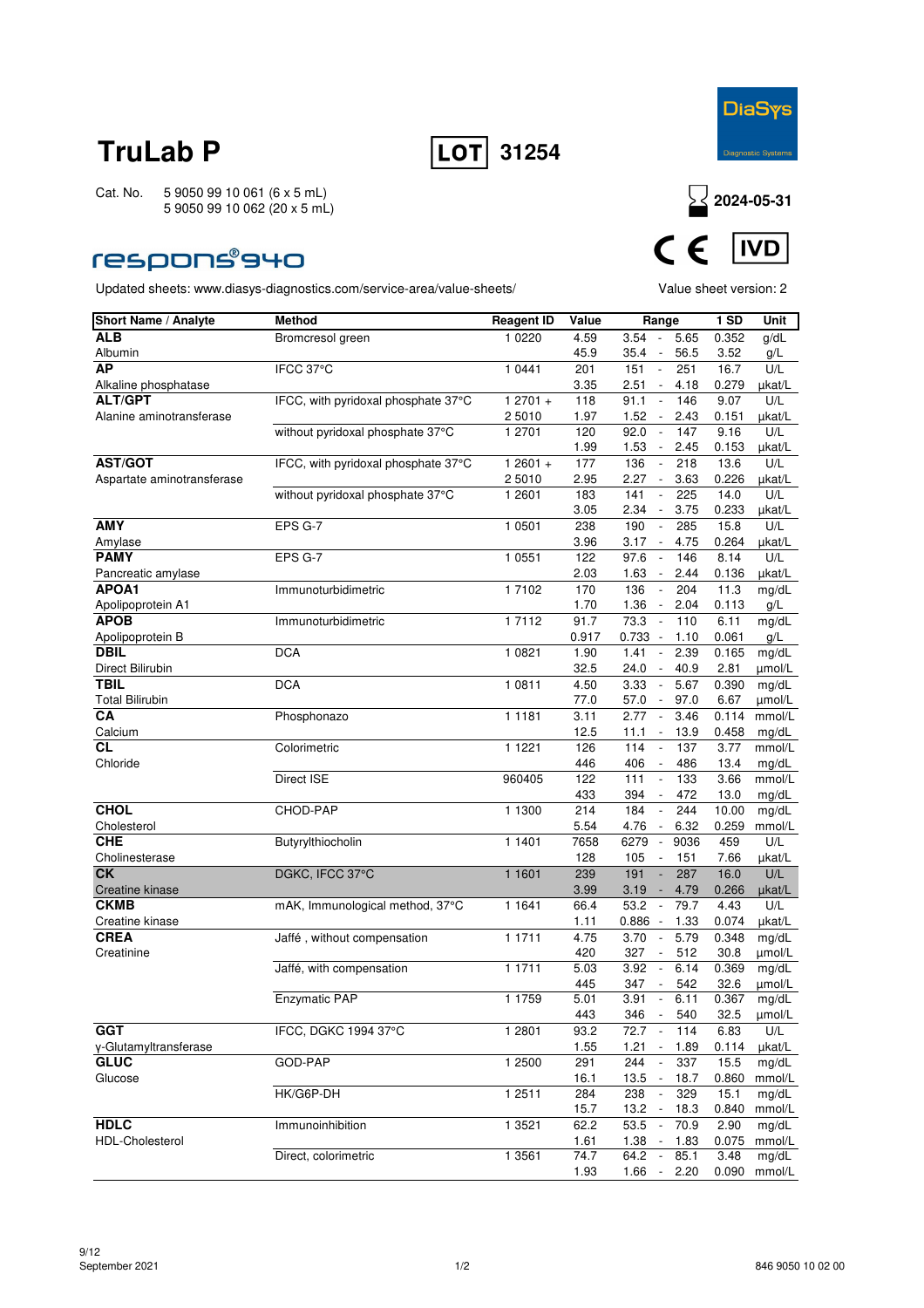# TruLab P

**LOT** 31254

DiaSys Diagnostic Systems

Cat. No. 5 9050 99 10 061 (6 x 5 mL)
5 9050 99 10 062 (20 x 5 mL)

2024-05-31

**respons®940**

CE IVD

Updated sheets: www.diasys-diagnostics.com/service-area/value-sheets/

Value sheet version: 2

| Short Name / Analyte | Method | Reagent ID | Value | Range | 1 SD | Unit |
|---|---|---|---|---|---|---|
| **ALB** | Bromcresol green | 1 0220 | 4.59 | 3.54 - 5.65 | 0.352 | g/dL |
| Albumin | | | 45.9 | 35.4 - 56.5 | 3.52 | g/L |
| **AP** | IFCC 37°C | 1 0441 | 201 | 151 - 251 | 16.7 | U/L |
| Alkaline phosphatase | | | 3.35 | 2.51 - 4.18 | 0.279 | µkat/L |
| **ALT/GPT** | IFCC, with pyridoxal phosphate 37°C | 1 2701 + | 118 | 91.1 - 146 | 9.07 | U/L |
| Alanine aminotransferase | | 2 5010 | 1.97 | 1.52 - 2.43 | 0.151 | µkat/L |
| | without pyridoxal phosphate 37°C | 1 2701 | 120 | 92.0 - 147 | 9.16 | U/L |
| | | | 1.99 | 1.53 - 2.45 | 0.153 | µkat/L |
| **AST/GOT** | IFCC, with pyridoxal phosphate 37°C | 1 2601 + | 177 | 136 - 218 | 13.6 | U/L |
| Aspartate aminotransferase | | 2 5010 | 2.95 | 2.27 - 3.63 | 0.226 | µkat/L |
| | without pyridoxal phosphate 37°C | 1 2601 | 183 | 141 - 225 | 14.0 | U/L |
| | | | 3.05 | 2.34 - 3.75 | 0.233 | µkat/L |
| **AMY** | EPS G-7 | 1 0501 | 238 | 190 - 285 | 15.8 | U/L |
| Amylase | | | 3.96 | 3.17 - 4.75 | 0.264 | µkat/L |
| **PAMY** | EPS G-7 | 1 0551 | 122 | 97.6 - 146 | 8.14 | U/L |
| Pancreatic amylase | | | 2.03 | 1.63 - 2.44 | 0.136 | µkat/L |
| **APOA1** | Immunoturbidimetric | 1 7102 | 170 | 136 - 204 | 11.3 | mg/dL |
| Apolipoprotein A1 | | | 1.70 | 1.36 - 2.04 | 0.113 | g/L |
| **APOB** | Immunoturbidimetric | 1 7112 | 91.7 | 73.3 - 110 | 6.11 | mg/dL |
| Apolipoprotein B | | | 0.917 | 0.733 - 1.10 | 0.061 | g/L |
| **DBIL** | DCA | 1 0821 | 1.90 | 1.41 - 2.39 | 0.165 | mg/dL |
| Direct Bilirubin | | | 32.5 | 24.0 - 40.9 | 2.81 | µmol/L |
| **TBIL** | DCA | 1 0811 | 4.50 | 3.33 - 5.67 | 0.390 | mg/dL |
| Total Bilirubin | | | 77.0 | 57.0 - 97.0 | 6.67 | µmol/L |
| **CA** | Phosphonazo | 1 1181 | 3.11 | 2.77 - 3.46 | 0.114 | mmol/L |
| Calcium | | | 12.5 | 11.1 - 13.9 | 0.458 | mg/dL |
| **CL** | Colorimetric | 1 1221 | 126 | 114 - 137 | 3.77 | mmol/L |
| Chloride | | | 446 | 406 - 486 | 13.4 | mg/dL |
| | Direct ISE | 960405 | 122 | 111 - 133 | 3.66 | mmol/L |
| | | | 433 | 394 - 472 | 13.0 | mg/dL |
| **CHOL** | CHOD-PAP | 1 1300 | 214 | 184 - 244 | 10.00 | mg/dL |
| Cholesterol | | | 5.54 | 4.76 - 6.32 | 0.259 | mmol/L |
| **CHE** | Butyrylthiocholin | 1 1401 | 7658 | 6279 - 9036 | 459 | U/L |
| Cholinesterase | | | 128 | 105 - 151 | 7.66 | µkat/L |
| **CK** | DGKC, IFCC 37°C | 1 1601 | 239 | 191 - 287 | 16.0 | U/L |
| Creatine kinase | | | 3.99 | 3.19 - 4.79 | 0.266 | µkat/L |
| **CKMB** | mAK, Immunological method, 37°C | 1 1641 | 66.4 | 53.2 - 79.7 | 4.43 | U/L |
| Creatine kinase | | | 1.11 | 0.886 - 1.33 | 0.074 | µkat/L |
| **CREA** | Jaffé , without compensation | 1 1711 | 4.75 | 3.70 - 5.79 | 0.348 | mg/dL |
| Creatinine | | | 420 | 327 - 512 | 30.8 | µmol/L |
| | Jaffé, with compensation | 1 1711 | 5.03 | 3.92 - 6.14 | 0.369 | mg/dL |
| | | | 445 | 347 - 542 | 32.6 | µmol/L |
| | Enzymatic PAP | 1 1759 | 5.01 | 3.91 - 6.11 | 0.367 | mg/dL |
| | | | 443 | 346 - 540 | 32.5 | µmol/L |
| **GGT** | IFCC, DGKC 1994 37°C | 1 2801 | 93.2 | 72.7 - 114 | 6.83 | U/L |
| γ-Glutamyltransferase | | | 1.55 | 1.21 - 1.89 | 0.114 | µkat/L |
| **GLUC** | GOD-PAP | 1 2500 | 291 | 244 - 337 | 15.5 | mg/dL |
| Glucose | | | 16.1 | 13.5 - 18.7 | 0.860 | mmol/L |
| | HK/G6P-DH | 1 2511 | 284 | 238 - 329 | 15.1 | mg/dL |
| | | | 15.7 | 13.2 - 18.3 | 0.840 | mmol/L |
| **HDLC** | Immunoinhibition | 1 3521 | 62.2 | 53.5 - 70.9 | 2.90 | mg/dL |
| HDL-Cholesterol | | | 1.61 | 1.38 - 1.83 | 0.075 | mmol/L |
| | Direct, colorimetric | 1 3561 | 74.7 | 64.2 - 85.1 | 3.48 | mg/dL |
| | | | 1.93 | 1.66 - 2.20 | 0.090 | mmol/L |

September 2021

846 9050 10 02 00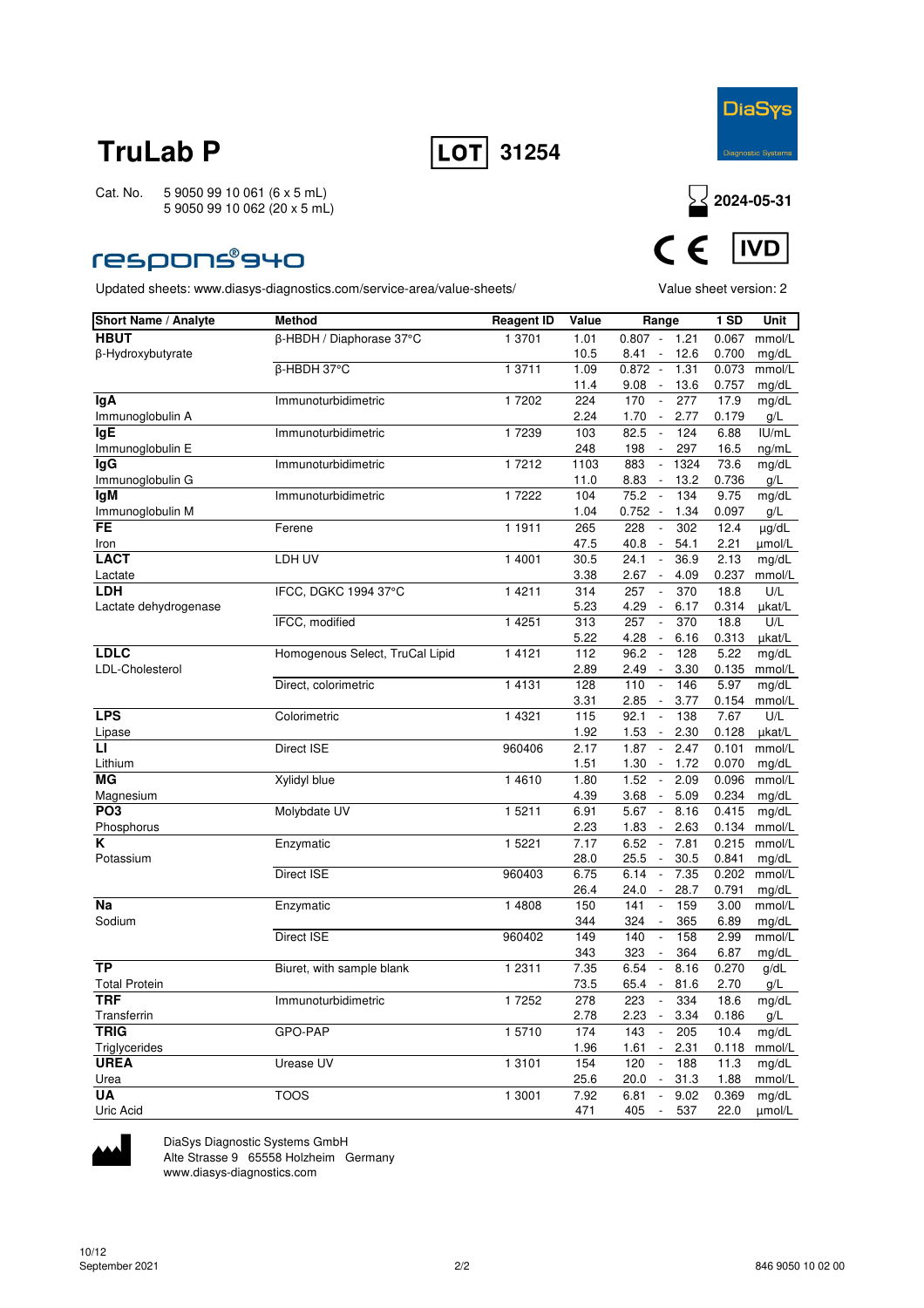# TruLab P

**LOT** 31254

DiaSys Diagnostic Systems

Cat. No. 5 9050 99 10 061 (6 x 5 mL)
5 9050 99 10 062 (20 x 5 mL)

2024-05-31

**respons®940**

CE IVD

Updated sheets: www.diasys-diagnostics.com/service-area/value-sheets/

Value sheet version: 2

| Short Name / Analyte | Method | Reagent ID | Value | Range | 1 SD | Unit |
|---|---|---|---|---|---|---|
| **HBUT** | β-HBDH / Diaphorase 37°C | 1 3701 | 1.01 | 0.807 - 1.21 | 0.067 | mmol/L |
| β-Hydroxybutyrate | | | 10.5 | 8.41 - 12.6 | 0.700 | mg/dL |
| | β-HBDH 37°C | 1 3711 | 1.09 | 0.872 - 1.31 | 0.073 | mmol/L |
| | | | 11.4 | 9.08 - 13.6 | 0.757 | mg/dL |
| **IgA** | Immunoturbidimetric | 1 7202 | 224 | 170 - 277 | 17.9 | mg/dL |
| Immunoglobulin A | | | 2.24 | 1.70 - 2.77 | 0.179 | g/L |
| **IgE** | Immunoturbidimetric | 1 7239 | 103 | 82.5 - 124 | 6.88 | IU/mL |
| Immunoglobulin E | | | 248 | 198 - 297 | 16.5 | ng/mL |
| **IgG** | Immunoturbidimetric | 1 7212 | 1103 | 883 - 1324 | 73.6 | mg/dL |
| Immunoglobulin G | | | 11.0 | 8.83 - 13.2 | 0.736 | g/L |
| **IgM** | Immunoturbidimetric | 1 7222 | 104 | 75.2 - 134 | 9.75 | mg/dL |
| Immunoglobulin M | | | 1.04 | 0.752 - 1.34 | 0.097 | g/L |
| **FE** | Ferene | 1 1911 | 265 | 228 - 302 | 12.4 | µg/dL |
| Iron | | | 47.5 | 40.8 - 54.1 | 2.21 | µmol/L |
| **LACT** | LDH UV | 1 4001 | 30.5 | 24.1 - 36.9 | 2.13 | mg/dL |
| Lactate | | | 3.38 | 2.67 - 4.09 | 0.237 | mmol/L |
| **LDH** | IFCC, DGKC 1994 37°C | 1 4211 | 314 | 257 - 370 | 18.8 | U/L |
| Lactate dehydrogenase | | | 5.23 | 4.29 - 6.17 | 0.314 | µkat/L |
| | IFCC, modified | 1 4251 | 313 | 257 - 370 | 18.8 | U/L |
| | | | 5.22 | 4.28 - 6.16 | 0.313 | µkat/L |
| **LDLC** | Homogenous Select, TruCal Lipid | 1 4121 | 112 | 96.2 - 128 | 5.22 | mg/dL |
| LDL-Cholesterol | | | 2.89 | 2.49 - 3.30 | 0.135 | mmol/L |
| | Direct, colorimetric | 1 4131 | 128 | 110 - 146 | 5.97 | mg/dL |
| | | | 3.31 | 2.85 - 3.77 | 0.154 | mmol/L |
| **LPS** | Colorimetric | 1 4321 | 115 | 92.1 - 138 | 7.67 | U/L |
| Lipase | | | 1.92 | 1.53 - 2.30 | 0.128 | µkat/L |
| **LI** | Direct ISE | 960406 | 2.17 | 1.87 - 2.47 | 0.101 | mmol/L |
| Lithium | | | 1.51 | 1.30 - 1.72 | 0.070 | mg/dL |
| **MG** | Xylidyl blue | 1 4610 | 1.80 | 1.52 - 2.09 | 0.096 | mmol/L |
| Magnesium | | | 4.39 | 3.68 - 5.09 | 0.234 | mg/dL |
| **PO3** | Molybdate UV | 1 5211 | 6.91 | 5.67 - 8.16 | 0.415 | mg/dL |
| Phosphorus | | | 2.23 | 1.83 - 2.63 | 0.134 | mmol/L |
| **K** | Enzymatic | 1 5221 | 7.17 | 6.52 - 7.81 | 0.215 | mmol/L |
| Potassium | | | 28.0 | 25.5 - 30.5 | 0.841 | mg/dL |
| | Direct ISE | 960403 | 6.75 | 6.14 - 7.35 | 0.202 | mmol/L |
| | | | 26.4 | 24.0 - 28.7 | 0.791 | mg/dL |
| **Na** | Enzymatic | 1 4808 | 150 | 141 - 159 | 3.00 | mmol/L |
| Sodium | | | 344 | 324 - 365 | 6.89 | mg/dL |
| | Direct ISE | 960402 | 149 | 140 - 158 | 2.99 | mmol/L |
| | | | 343 | 323 - 364 | 6.87 | mg/dL |
| **TP** | Biuret, with sample blank | 1 2311 | 7.35 | 6.54 - 8.16 | 0.270 | g/dL |
| Total Protein | | | 73.5 | 65.4 - 81.6 | 2.70 | g/L |
| **TRF** | Immunoturbidimetric | 1 7252 | 278 | 223 - 334 | 18.6 | mg/dL |
| Transferrin | | | 2.78 | 2.23 - 3.34 | 0.186 | g/L |
| **TRIG** | GPO-PAP | 1 5710 | 174 | 143 - 205 | 10.4 | mg/dL |
| Triglycerides | | | 1.96 | 1.61 - 2.31 | 0.118 | mmol/L |
| **UREA** | Urease UV | 1 3101 | 154 | 120 - 188 | 11.3 | mg/dL |
| Urea | | | 25.6 | 20.0 - 31.3 | 1.88 | mmol/L |
| **UA** | TOOS | 1 3001 | 7.92 | 6.81 - 9.02 | 0.369 | mg/dL |
| Uric Acid | | | 471 | 405 - 537 | 22.0 | µmol/L |

DiaSys Diagnostic Systems GmbH
Alte Strasse 9 65558 Holzheim Germany
www.diasys-diagnostics.com

September 2021

846 9050 10 02 00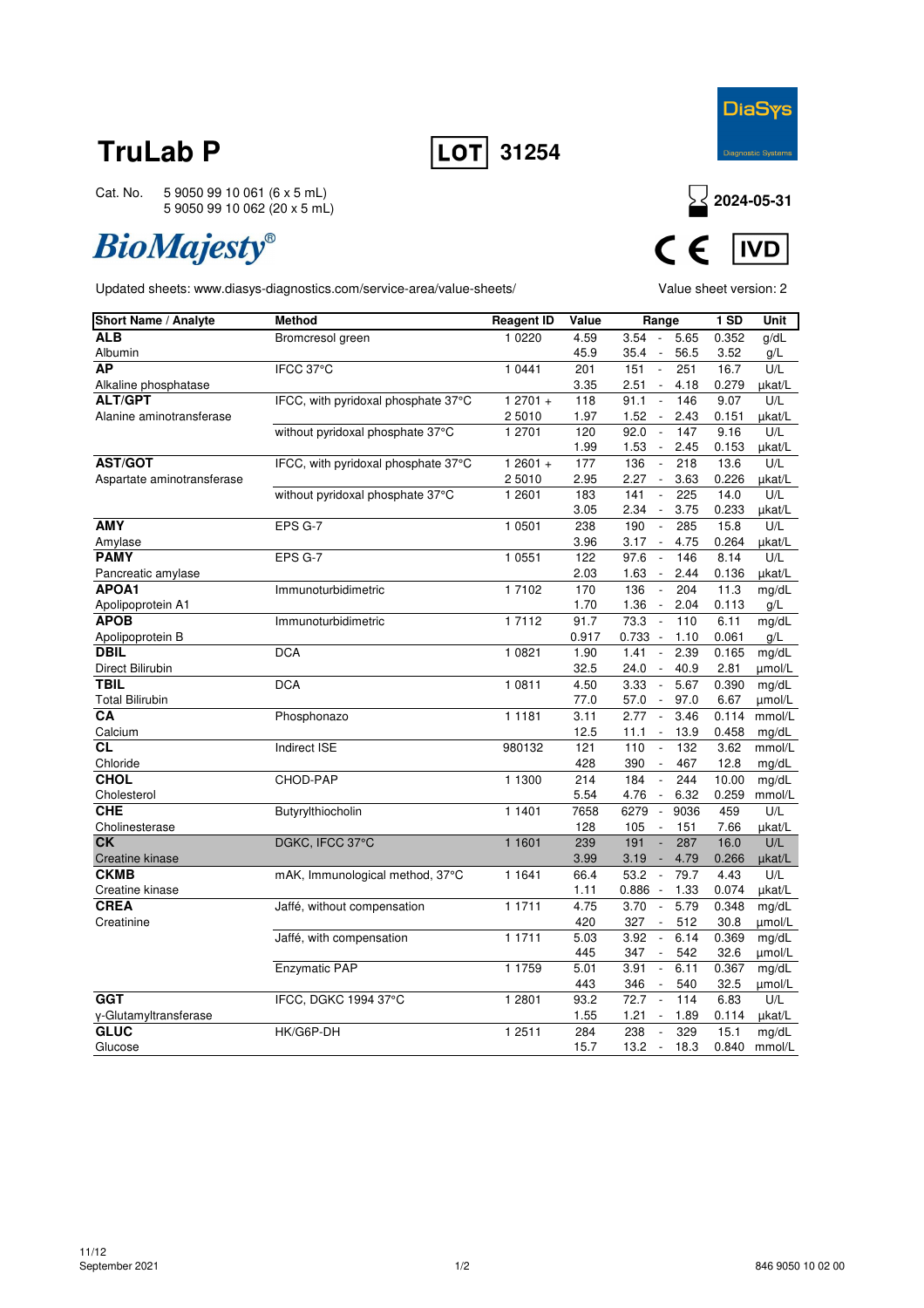# TruLab P

**LOT** 31254

DiaSys Diagnostic Systems

Cat. No. 5 9050 99 10 061 (6 x 5 mL)
5 9050 99 10 062 (20 x 5 mL)

2024-05-31

*BioMajesty®*

CE IVD

Updated sheets: www.diasys-diagnostics.com/service-area/value-sheets/

Value sheet version: 2

| Short Name / Analyte | Method | Reagent ID | Value | Range | 1 SD | Unit |
|---|---|---|---|---|---|---|
| **ALB** | Bromcresol green | 1 0220 | 4.59 | 3.54 - 5.65 | 0.352 | g/dL |
| Albumin | | | 45.9 | 35.4 - 56.5 | 3.52 | g/L |
| **AP** | IFCC 37°C | 1 0441 | 201 | 151 - 251 | 16.7 | U/L |
| Alkaline phosphatase | | | 3.35 | 2.51 - 4.18 | 0.279 | µkat/L |
| **ALT/GPT** | IFCC, with pyridoxal phosphate 37°C | 1 2701 + | 118 | 91.1 - 146 | 9.07 | U/L |
| Alanine aminotransferase | | 2 5010 | 1.97 | 1.52 - 2.43 | 0.151 | µkat/L |
| | without pyridoxal phosphate 37°C | 1 2701 | 120 | 92.0 - 147 | 9.16 | U/L |
| | | | 1.99 | 1.53 - 2.45 | 0.153 | µkat/L |
| **AST/GOT** | IFCC, with pyridoxal phosphate 37°C | 1 2601 + | 177 | 136 - 218 | 13.6 | U/L |
| Aspartate aminotransferase | | 2 5010 | 2.95 | 2.27 - 3.63 | 0.226 | µkat/L |
| | without pyridoxal phosphate 37°C | 1 2601 | 183 | 141 - 225 | 14.0 | U/L |
| | | | 3.05 | 2.34 - 3.75 | 0.233 | µkat/L |
| **AMY** | EPS G-7 | 1 0501 | 238 | 190 - 285 | 15.8 | U/L |
| Amylase | | | 3.96 | 3.17 - 4.75 | 0.264 | µkat/L |
| **PAMY** | EPS G-7 | 1 0551 | 122 | 97.6 - 146 | 8.14 | U/L |
| Pancreatic amylase | | | 2.03 | 1.63 - 2.44 | 0.136 | µkat/L |
| **APOA1** | Immunoturbidimetric | 1 7102 | 170 | 136 - 204 | 11.3 | mg/dL |
| Apolipoprotein A1 | | | 1.70 | 1.36 - 2.04 | 0.113 | g/L |
| **APOB** | Immunoturbidimetric | 1 7112 | 91.7 | 73.3 - 110 | 6.11 | mg/dL |
| Apolipoprotein B | | | 0.917 | 0.733 - 1.10 | 0.061 | g/L |
| **DBIL** | DCA | 1 0821 | 1.90 | 1.41 - 2.39 | 0.165 | mg/dL |
| Direct Bilirubin | | | 32.5 | 24.0 - 40.9 | 2.81 | µmol/L |
| **TBIL** | DCA | 1 0811 | 4.50 | 3.33 - 5.67 | 0.390 | mg/dL |
| Total Bilirubin | | | 77.0 | 57.0 - 97.0 | 6.67 | µmol/L |
| **CA** | Phosphonazo | 1 1181 | 3.11 | 2.77 - 3.46 | 0.114 | mmol/L |
| Calcium | | | 12.5 | 11.1 - 13.9 | 0.458 | mg/dL |
| **CL** | Indirect ISE | 980132 | 121 | 110 - 132 | 3.62 | mmol/L |
| Chloride | | | 428 | 390 - 467 | 12.8 | mg/dL |
| **CHOL** | CHOD-PAP | 1 1300 | 214 | 184 - 244 | 10.00 | mg/dL |
| Cholesterol | | | 5.54 | 4.76 - 6.32 | 0.259 | mmol/L |
| **CHE** | Butyrylthiocholin | 1 1401 | 7658 | 6279 - 9036 | 459 | U/L |
| Cholinesterase | | | 128 | 105 - 151 | 7.66 | µkat/L |
| **CK** | DGKC, IFCC 37°C | 1 1601 | 239 | 191 - 287 | 16.0 | U/L |
| Creatine kinase | | | 3.99 | 3.19 - 4.79 | 0.266 | µkat/L |
| **CKMB** | mAK, Immunological method, 37°C | 1 1641 | 66.4 | 53.2 - 79.7 | 4.43 | U/L |
| Creatine kinase | | | 1.11 | 0.886 - 1.33 | 0.074 | µkat/L |
| **CREA** | Jaffé, without compensation | 1 1711 | 4.75 | 3.70 - 5.79 | 0.348 | mg/dL |
| Creatinine | | | 420 | 327 - 512 | 30.8 | µmol/L |
| | Jaffé, with compensation | 1 1711 | 5.03 | 3.92 - 6.14 | 0.369 | mg/dL |
| | | | 445 | 347 - 542 | 32.6 | µmol/L |
| | Enzymatic PAP | 1 1759 | 5.01 | 3.91 - 6.11 | 0.367 | mg/dL |
| | | | 443 | 346 - 540 | 32.5 | µmol/L |
| **GGT** | IFCC, DGKC 1994 37°C | 1 2801 | 93.2 | 72.7 - 114 | 6.83 | U/L |
| γ-Glutamyltransferase | | | 1.55 | 1.21 - 1.89 | 0.114 | µkat/L |
| **GLUC** | HK/G6P-DH | 1 2511 | 284 | 238 - 329 | 15.1 | mg/dL |
| Glucose | | | 15.7 | 13.2 - 18.3 | 0.840 | mmol/L |

11/12
September 2021

846 9050 10 02 00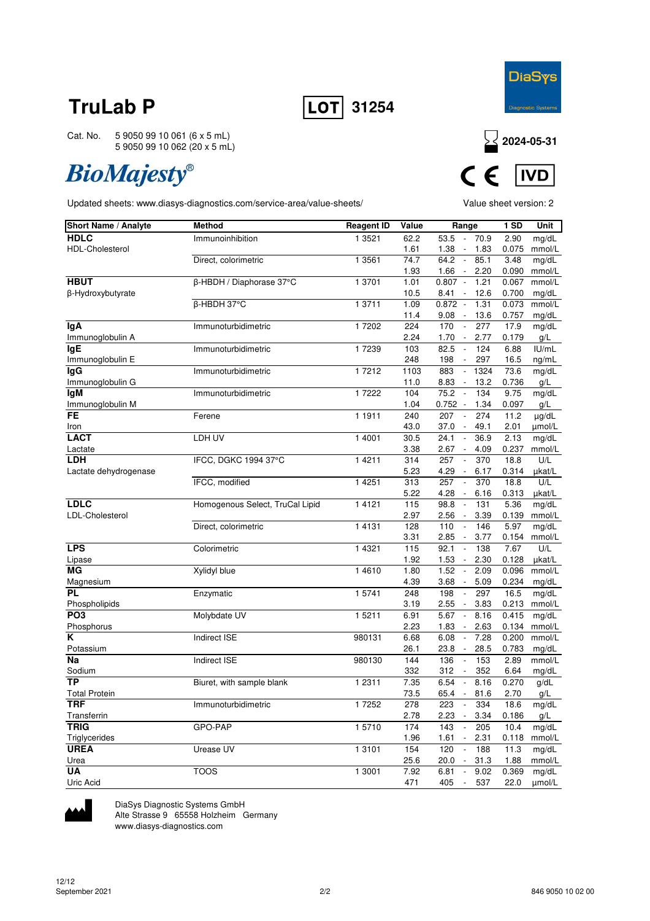# TruLab P

**LOT** 31254

DiaSys Diagnostic Systems

Cat. No. 5 9050 99 10 061 (6 x 5 mL)
5 9050 99 10 062 (20 x 5 mL)

2024-05-31

*BioMajesty®*

CE IVD

Updated sheets: www.diasys-diagnostics.com/service-area/value-sheets/

Value sheet version: 2

| Short Name / Analyte | Method | Reagent ID | Value | Range | 1 SD | Unit |
|---|---|---|---|---|---|---|
| **HDLC** | Immunoinhibition | 1 3521 | 62.2 | 53.5 - 70.9 | 2.90 | mg/dL |
| HDL-Cholesterol | | | 1.61 | 1.38 - 1.83 | 0.075 | mmol/L |
| | Direct, colorimetric | 1 3561 | 74.7 | 64.2 - 85.1 | 3.48 | mg/dL |
| | | | 1.93 | 1.66 - 2.20 | 0.090 | mmol/L |
| **HBUT** | β-HBDH / Diaphorase 37°C | 1 3701 | 1.01 | 0.807 - 1.21 | 0.067 | mmol/L |
| β-Hydroxybutyrate | | | 10.5 | 8.41 - 12.6 | 0.700 | mg/dL |
| | β-HBDH 37°C | 1 3711 | 1.09 | 0.872 - 1.31 | 0.073 | mmol/L |
| | | | 11.4 | 9.08 - 13.6 | 0.757 | mg/dL |
| **IgA** | Immunoturbidimetric | 1 7202 | 224 | 170 - 277 | 17.9 | mg/dL |
| Immunoglobulin A | | | 2.24 | 1.70 - 2.77 | 0.179 | g/L |
| **IgE** | Immunoturbidimetric | 1 7239 | 103 | 82.5 - 124 | 6.88 | IU/mL |
| Immunoglobulin E | | | 248 | 198 - 297 | 16.5 | ng/mL |
| **IgG** | Immunoturbidimetric | 1 7212 | 1103 | 883 - 1324 | 73.6 | mg/dL |
| Immunoglobulin G | | | 11.0 | 8.83 - 13.2 | 0.736 | g/L |
| **IgM** | Immunoturbidimetric | 1 7222 | 104 | 75.2 - 134 | 9.75 | mg/dL |
| Immunoglobulin M | | | 1.04 | 0.752 - 1.34 | 0.097 | g/L |
| **FE** | Ferene | 1 1911 | 240 | 207 - 274 | 11.2 | µg/dL |
| Iron | | | 43.0 | 37.0 - 49.1 | 2.01 | µmol/L |
| **LACT** | LDH UV | 1 4001 | 30.5 | 24.1 - 36.9 | 2.13 | mg/dL |
| Lactate | | | 3.38 | 2.67 - 4.09 | 0.237 | mmol/L |
| **LDH** | IFCC, DGKC 1994 37°C | 1 4211 | 314 | 257 - 370 | 18.8 | U/L |
| Lactate dehydrogenase | | | 5.23 | 4.29 - 6.17 | 0.314 | µkat/L |
| | IFCC, modified | 1 4251 | 313 | 257 - 370 | 18.8 | U/L |
| | | | 5.22 | 4.28 - 6.16 | 0.313 | µkat/L |
| **LDLC** | Homogenous Select, TruCal Lipid | 1 4121 | 115 | 98.8 - 131 | 5.36 | mg/dL |
| LDL-Cholesterol | | | 2.97 | 2.56 - 3.39 | 0.139 | mmol/L |
| | Direct, colorimetric | 1 4131 | 128 | 110 - 146 | 5.97 | mg/dL |
| | | | 3.31 | 2.85 - 3.77 | 0.154 | mmol/L |
| **LPS** | Colorimetric | 1 4321 | 115 | 92.1 - 138 | 7.67 | U/L |
| Lipase | | | 1.92 | 1.53 - 2.30 | 0.128 | µkat/L |
| **MG** | Xylidyl blue | 1 4610 | 1.80 | 1.52 - 2.09 | 0.096 | mmol/L |
| Magnesium | | | 4.39 | 3.68 - 5.09 | 0.234 | mg/dL |
| **PL** | Enzymatic | 1 5741 | 248 | 198 - 297 | 16.5 | mg/dL |
| Phospholipids | | | 3.19 | 2.55 - 3.83 | 0.213 | mmol/L |
| **PO3** | Molybdate UV | 1 5211 | 6.91 | 5.67 - 8.16 | 0.415 | mg/dL |
| Phosphorus | | | 2.23 | 1.83 - 2.63 | 0.134 | mmol/L |
| **K** | Indirect ISE | 980131 | 6.68 | 6.08 - 7.28 | 0.200 | mmol/L |
| Potassium | | | 26.1 | 23.8 - 28.5 | 0.783 | mg/dL |
| **Na** | Indirect ISE | 980130 | 144 | 136 - 153 | 2.89 | mmol/L |
| Sodium | | | 332 | 312 - 352 | 6.64 | mg/dL |
| **TP** | Biuret, with sample blank | 1 2311 | 7.35 | 6.54 - 8.16 | 0.270 | g/dL |
| Total Protein | | | 73.5 | 65.4 - 81.6 | 2.70 | g/L |
| **TRF** | Immunoturbidimetric | 1 7252 | 278 | 223 - 334 | 18.6 | mg/dL |
| Transferrin | | | 2.78 | 2.23 - 3.34 | 0.186 | g/L |
| **TRIG** | GPO-PAP | 1 5710 | 174 | 143 - 205 | 10.4 | mg/dL |
| Triglycerides | | | 1.96 | 1.61 - 2.31 | 0.118 | mmol/L |
| **UREA** | Urease UV | 1 3101 | 154 | 120 - 188 | 11.3 | mg/dL |
| Urea | | | 25.6 | 20.0 - 31.3 | 1.88 | mmol/L |
| **UA** | TOOS | 1 3001 | 7.92 | 6.81 - 9.02 | 0.369 | mg/dL |
| Uric Acid | | | 471 | 405 - 537 | 22.0 | µmol/L |

DiaSys Diagnostic Systems GmbH
Alte Strasse 9 65558 Holzheim Germany
www.diasys-diagnostics.com

September 2021

846 9050 10 02 00